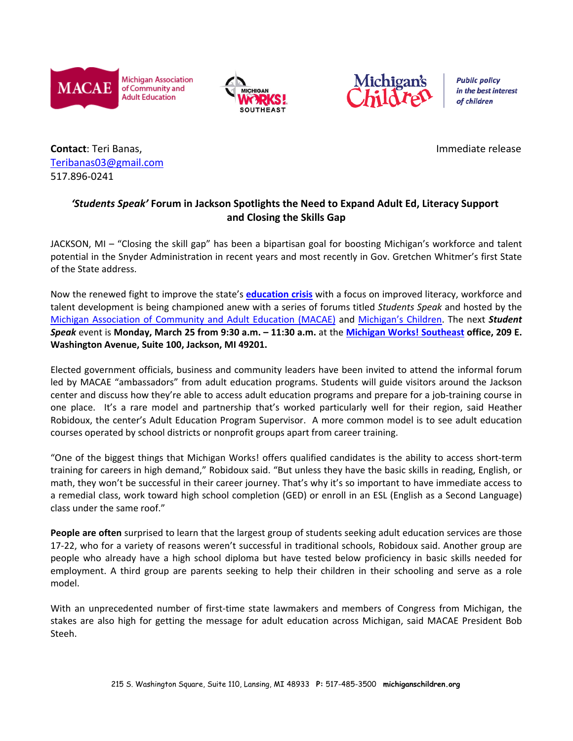Michigan Association of Community and Adult Education

**Contact**: Teri Banas,
Teribanas03@gmail.com
517.896-0241

Immediate release

### *'Students Speak'* Forum in Jackson Spotlights the Need to Expand Adult Ed, Literacy Support and Closing the Skills Gap

JACKSON, MI – "Closing the skill gap" has been a bipartisan goal for boosting Michigan's workforce and talent potential in the Snyder Administration in recent years and most recently in Gov. Gretchen Whitmer's first State of the State address.

Now the renewed fight to improve the state's **education crisis** with a focus on improved literacy, workforce and talent development is being championed anew with a series of forums titled *Students Speak* and hosted by the Michigan Association of Community and Adult Education (MACAE) and Michigan's Children. The next ***Student Speak*** event is **Monday, March 25 from 9:30 a.m. – 11:30 a.m.** at the **Michigan Works! Southeast office, 209 E. Washington Avenue, Suite 100, Jackson, MI 49201.**

Elected government officials, business and community leaders have been invited to attend the informal forum led by MACAE "ambassadors" from adult education programs. Students will guide visitors around the Jackson center and discuss how they're able to access adult education programs and prepare for a job-training course in one place. It's a rare model and partnership that's worked particularly well for their region, said Heather Robidoux, the center's Adult Education Program Supervisor. A more common model is to see adult education courses operated by school districts or nonprofit groups apart from career training.

"One of the biggest things that Michigan Works! offers qualified candidates is the ability to access short-term training for careers in high demand," Robidoux said. "But unless they have the basic skills in reading, English, or math, they won't be successful in their career journey. That's why it's so important to have immediate access to a remedial class, work toward high school completion (GED) or enroll in an ESL (English as a Second Language) class under the same roof."

**People are often** surprised to learn that the largest group of students seeking adult education services are those 17-22, who for a variety of reasons weren't successful in traditional schools, Robidoux said. Another group are people who already have a high school diploma but have tested below proficiency in basic skills needed for employment. A third group are parents seeking to help their children in their schooling and serve as a role model.

With an unprecedented number of first-time state lawmakers and members of Congress from Michigan, the stakes are also high for getting the message for adult education across Michigan, said MACAE President Bob Steeh.

215 S. Washington Square, Suite 110, Lansing, MI 48933 **P:** 517-485-3500 **michiganschildren.org**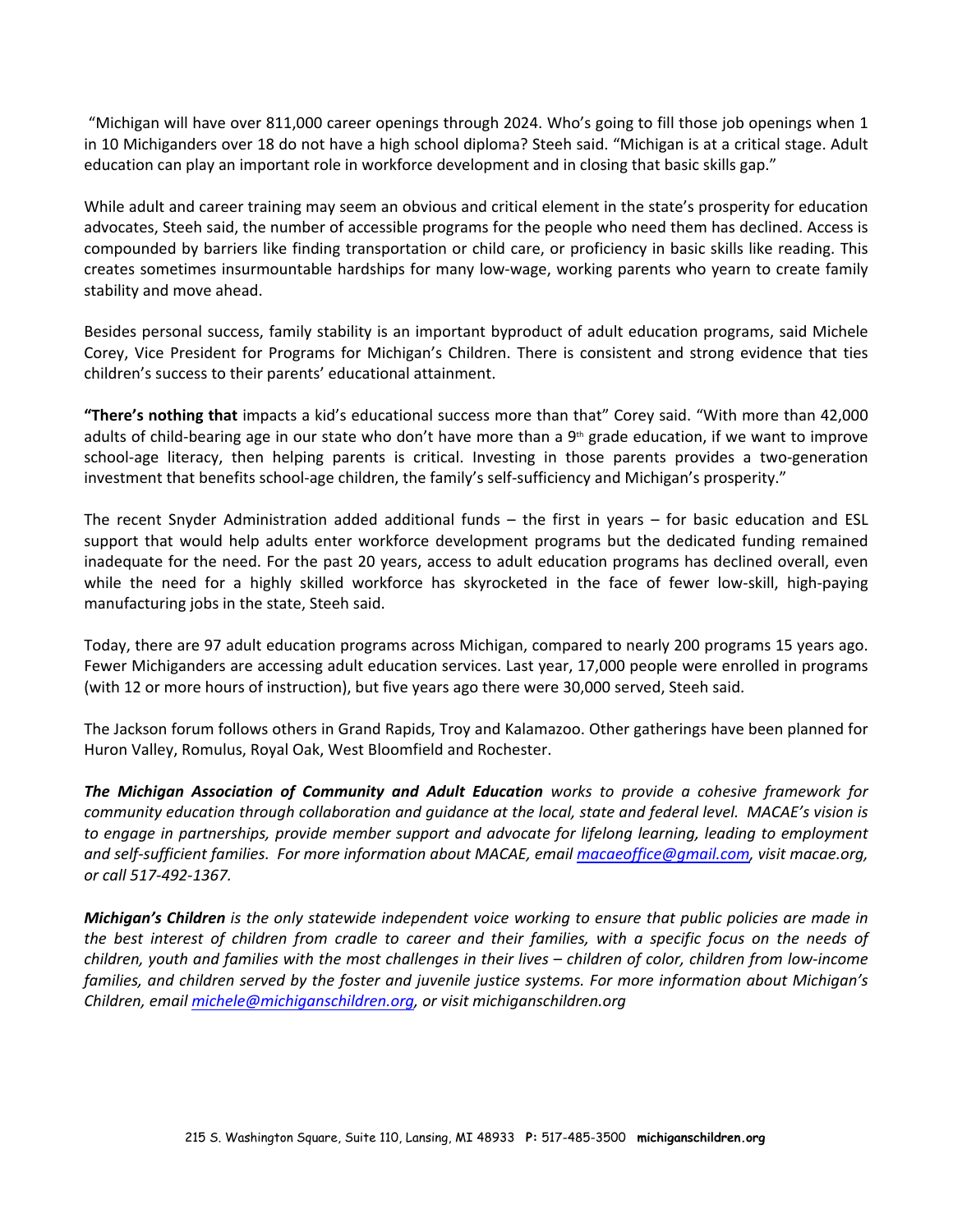"Michigan will have over 811,000 career openings through 2024. Who's going to fill those job openings when 1 in 10 Michiganders over 18 do not have a high school diploma? Steeh said. "Michigan is at a critical stage. Adult education can play an important role in workforce development and in closing that basic skills gap."

While adult and career training may seem an obvious and critical element in the state's prosperity for education advocates, Steeh said, the number of accessible programs for the people who need them has declined. Access is compounded by barriers like finding transportation or child care, or proficiency in basic skills like reading. This creates sometimes insurmountable hardships for many low-wage, working parents who yearn to create family stability and move ahead.

Besides personal success, family stability is an important byproduct of adult education programs, said Michele Corey, Vice President for Programs for Michigan's Children. There is consistent and strong evidence that ties children's success to their parents' educational attainment.

**"There's nothing that** impacts a kid's educational success more than that" Corey said. "With more than 42,000 adults of child-bearing age in our state who don't have more than a 9th grade education, if we want to improve school-age literacy, then helping parents is critical. Investing in those parents provides a two-generation investment that benefits school-age children, the family's self-sufficiency and Michigan's prosperity."

The recent Snyder Administration added additional funds – the first in years – for basic education and ESL support that would help adults enter workforce development programs but the dedicated funding remained inadequate for the need. For the past 20 years, access to adult education programs has declined overall, even while the need for a highly skilled workforce has skyrocketed in the face of fewer low-skill, high-paying manufacturing jobs in the state, Steeh said.

Today, there are 97 adult education programs across Michigan, compared to nearly 200 programs 15 years ago. Fewer Michiganders are accessing adult education services. Last year, 17,000 people were enrolled in programs (with 12 or more hours of instruction), but five years ago there were 30,000 served, Steeh said.

The Jackson forum follows others in Grand Rapids, Troy and Kalamazoo. Other gatherings have been planned for Huron Valley, Romulus, Royal Oak, West Bloomfield and Rochester.

***The Michigan Association of Community and Adult Education*** *works to provide a cohesive framework for community education through collaboration and guidance at the local, state and federal level. MACAE's vision is to engage in partnerships, provide member support and advocate for lifelong learning, leading to employment and self-sufficient families. For more information about MACAE, email macaeoffice@gmail.com, visit macae.org, or call 517-492-1367.*

***Michigan's Children*** *is the only statewide independent voice working to ensure that public policies are made in the best interest of children from cradle to career and their families, with a specific focus on the needs of children, youth and families with the most challenges in their lives – children of color, children from low-income families, and children served by the foster and juvenile justice systems. For more information about Michigan's Children, email michele@michiganschildren.org, or visit michiganschildren.org*